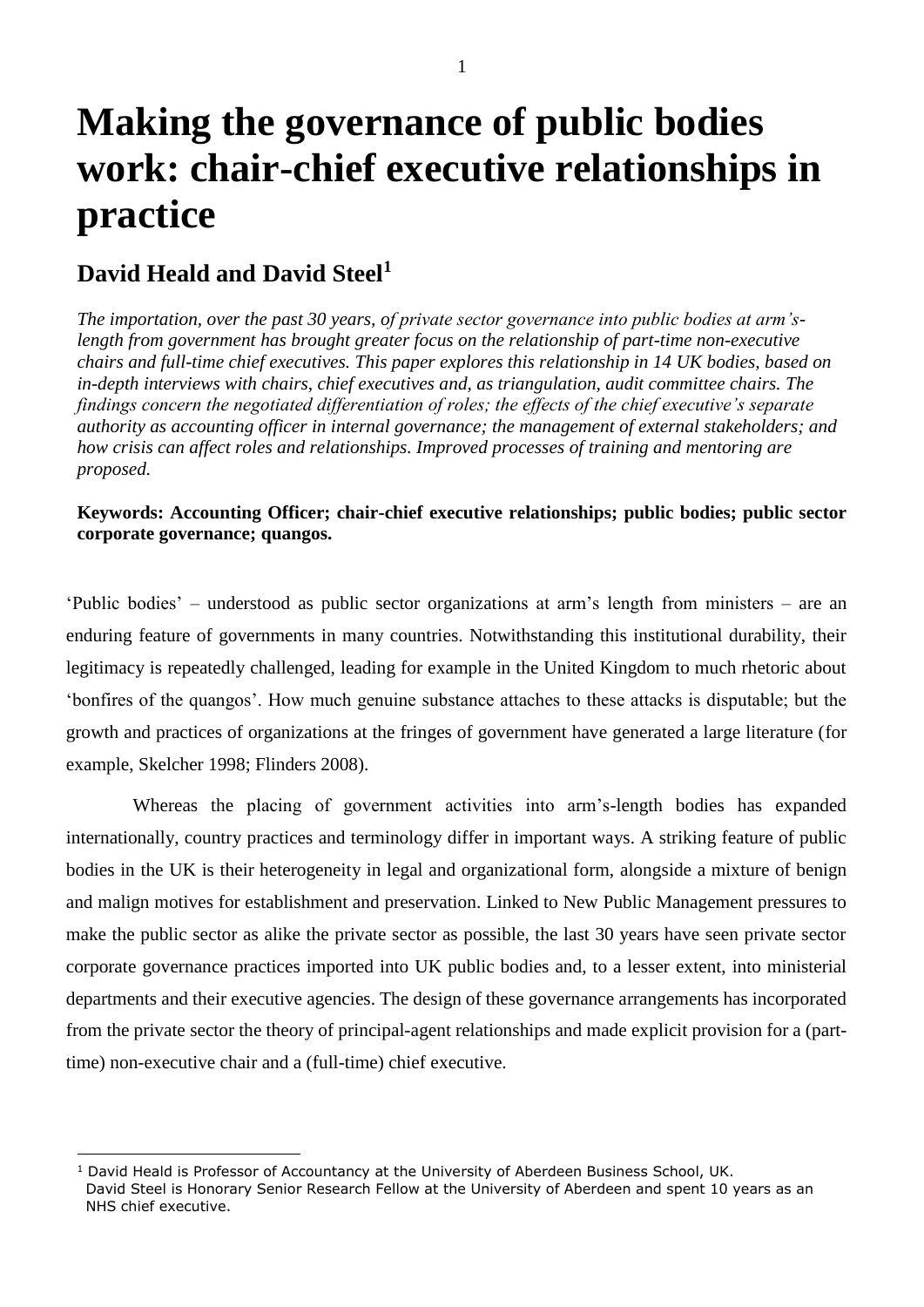# Making the governance of public bodies work: chair-chief executive relationships in practice

## David Heald and David Steel[1]

*The importation, over the past 30 years, of private sector governance into public bodies at arm's-length from government has brought greater focus on the relationship of part-time non-executive chairs and full-time chief executives. This paper explores this relationship in 14 UK bodies, based on in-depth interviews with chairs, chief executives and, as triangulation, audit committee chairs. The findings concern the negotiated differentiation of roles; the effects of the chief executive's separate authority as accounting officer in internal governance; the management of external stakeholders; and how crisis can affect roles and relationships. Improved processes of training and mentoring are proposed.*

**Keywords: Accounting Officer; chair-chief executive relationships; public bodies; public sector corporate governance; quangos.**

'Public bodies' – understood as public sector organizations at arm's length from ministers – are an enduring feature of governments in many countries. Notwithstanding this institutional durability, their legitimacy is repeatedly challenged, leading for example in the United Kingdom to much rhetoric about 'bonfires of the quangos'. How much genuine substance attaches to these attacks is disputable; but the growth and practices of organizations at the fringes of government have generated a large literature (for example, Skelcher 1998; Flinders 2008).

Whereas the placing of government activities into arm's-length bodies has expanded internationally, country practices and terminology differ in important ways. A striking feature of public bodies in the UK is their heterogeneity in legal and organizational form, alongside a mixture of benign and malign motives for establishment and preservation. Linked to New Public Management pressures to make the public sector as alike the private sector as possible, the last 30 years have seen private sector corporate governance practices imported into UK public bodies and, to a lesser extent, into ministerial departments and their executive agencies. The design of these governance arrangements has incorporated from the private sector the theory of principal-agent relationships and made explicit provision for a (part-time) non-executive chair and a (full-time) chief executive.

[1] David Heald is Professor of Accountancy at the University of Aberdeen Business School, UK. David Steel is Honorary Senior Research Fellow at the University of Aberdeen and spent 10 years as an NHS chief executive.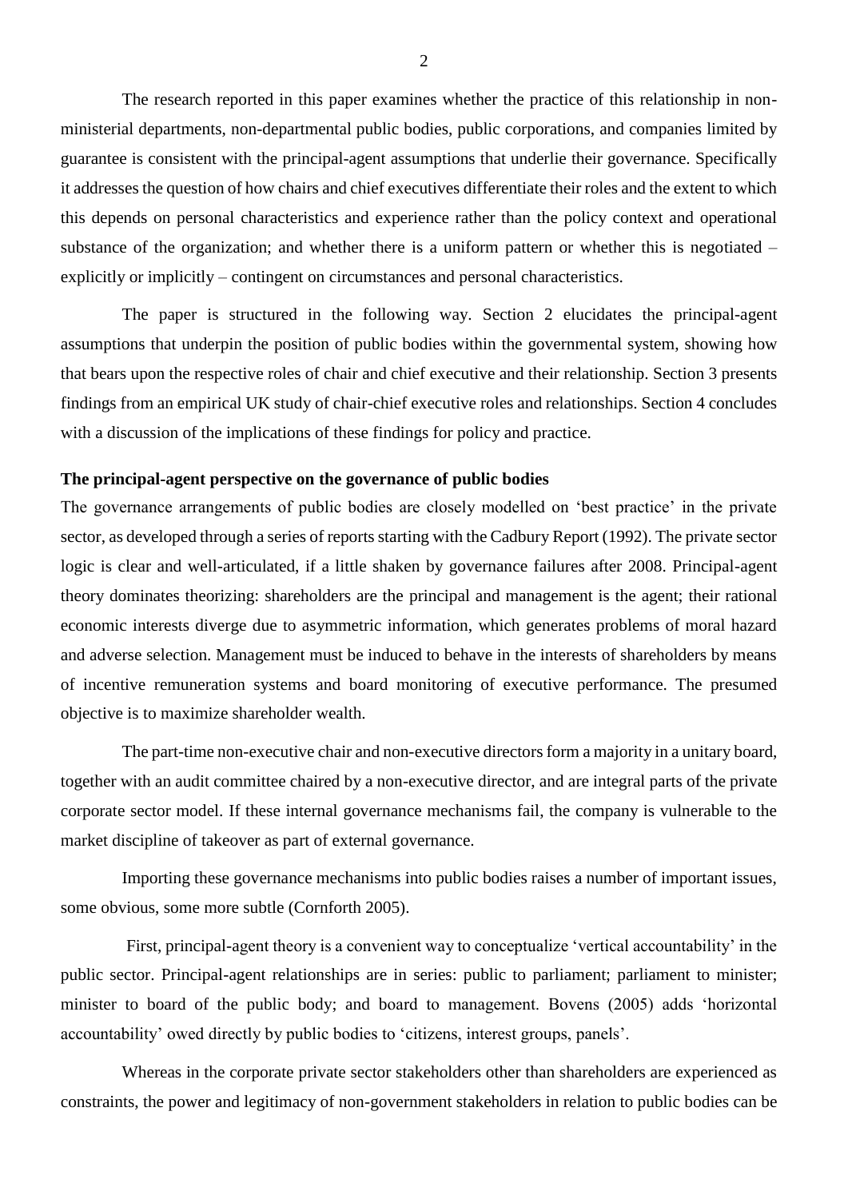The research reported in this paper examines whether the practice of this relationship in non-ministerial departments, non-departmental public bodies, public corporations, and companies limited by guarantee is consistent with the principal-agent assumptions that underlie their governance. Specifically it addresses the question of how chairs and chief executives differentiate their roles and the extent to which this depends on personal characteristics and experience rather than the policy context and operational substance of the organization; and whether there is a uniform pattern or whether this is negotiated – explicitly or implicitly – contingent on circumstances and personal characteristics.

The paper is structured in the following way. Section 2 elucidates the principal-agent assumptions that underpin the position of public bodies within the governmental system, showing how that bears upon the respective roles of chair and chief executive and their relationship. Section 3 presents findings from an empirical UK study of chair-chief executive roles and relationships. Section 4 concludes with a discussion of the implications of these findings for policy and practice.

**The principal-agent perspective on the governance of public bodies**

The governance arrangements of public bodies are closely modelled on 'best practice' in the private sector, as developed through a series of reports starting with the Cadbury Report (1992). The private sector logic is clear and well-articulated, if a little shaken by governance failures after 2008. Principal-agent theory dominates theorizing: shareholders are the principal and management is the agent; their rational economic interests diverge due to asymmetric information, which generates problems of moral hazard and adverse selection. Management must be induced to behave in the interests of shareholders by means of incentive remuneration systems and board monitoring of executive performance. The presumed objective is to maximize shareholder wealth.

The part-time non-executive chair and non-executive directors form a majority in a unitary board, together with an audit committee chaired by a non-executive director, and are integral parts of the private corporate sector model. If these internal governance mechanisms fail, the company is vulnerable to the market discipline of takeover as part of external governance.

Importing these governance mechanisms into public bodies raises a number of important issues, some obvious, some more subtle (Cornforth 2005).

First, principal-agent theory is a convenient way to conceptualize 'vertical accountability' in the public sector. Principal-agent relationships are in series: public to parliament; parliament to minister; minister to board of the public body; and board to management. Bovens (2005) adds 'horizontal accountability' owed directly by public bodies to 'citizens, interest groups, panels'.

Whereas in the corporate private sector stakeholders other than shareholders are experienced as constraints, the power and legitimacy of non-government stakeholders in relation to public bodies can be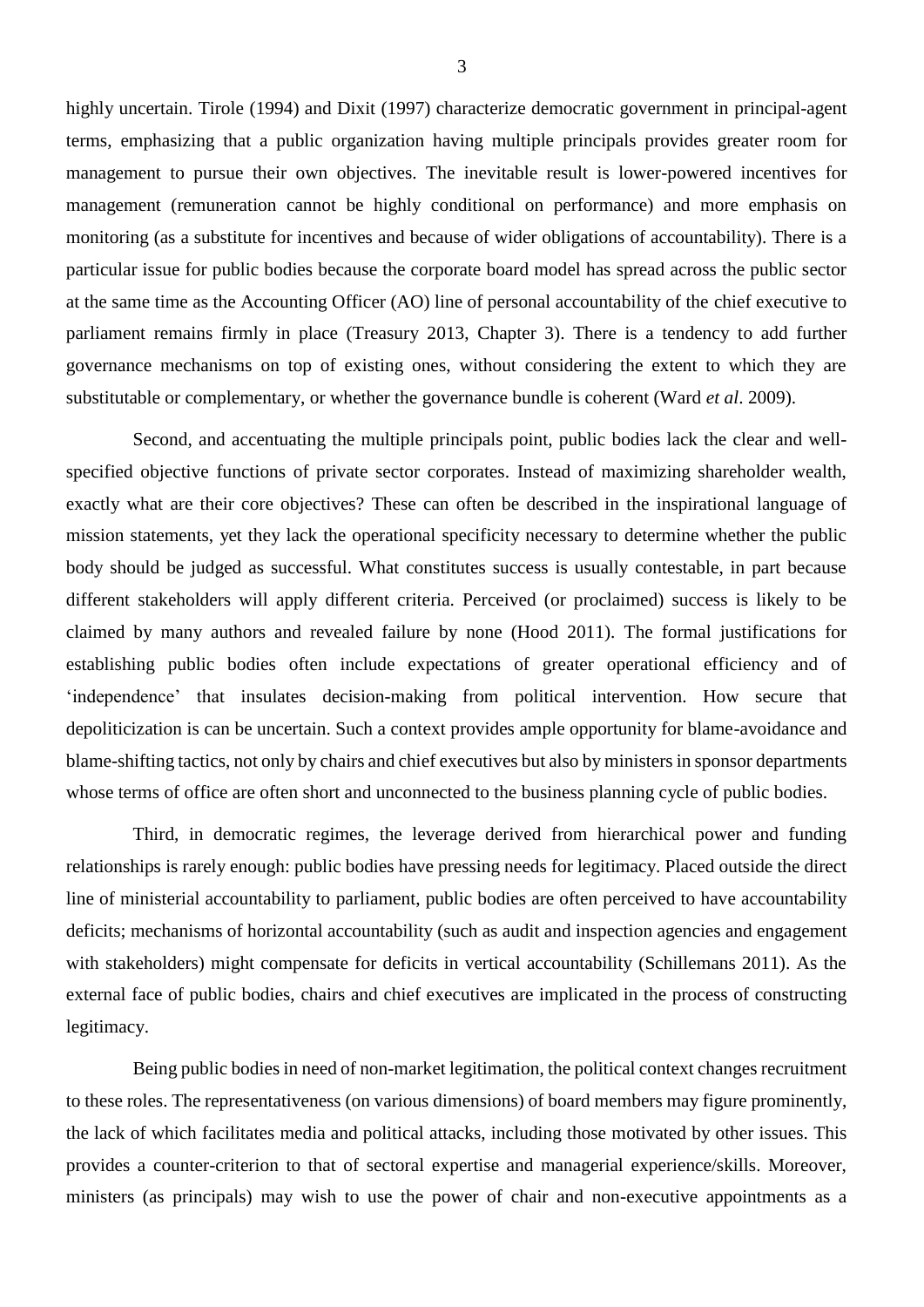highly uncertain. Tirole (1994) and Dixit (1997) characterize democratic government in principal-agent terms, emphasizing that a public organization having multiple principals provides greater room for management to pursue their own objectives. The inevitable result is lower-powered incentives for management (remuneration cannot be highly conditional on performance) and more emphasis on monitoring (as a substitute for incentives and because of wider obligations of accountability). There is a particular issue for public bodies because the corporate board model has spread across the public sector at the same time as the Accounting Officer (AO) line of personal accountability of the chief executive to parliament remains firmly in place (Treasury 2013, Chapter 3). There is a tendency to add further governance mechanisms on top of existing ones, without considering the extent to which they are substitutable or complementary, or whether the governance bundle is coherent (Ward *et al*. 2009).

Second, and accentuating the multiple principals point, public bodies lack the clear and well-specified objective functions of private sector corporates. Instead of maximizing shareholder wealth, exactly what are their core objectives? These can often be described in the inspirational language of mission statements, yet they lack the operational specificity necessary to determine whether the public body should be judged as successful. What constitutes success is usually contestable, in part because different stakeholders will apply different criteria. Perceived (or proclaimed) success is likely to be claimed by many authors and revealed failure by none (Hood 2011). The formal justifications for establishing public bodies often include expectations of greater operational efficiency and of 'independence' that insulates decision-making from political intervention. How secure that depoliticization is can be uncertain. Such a context provides ample opportunity for blame-avoidance and blame-shifting tactics, not only by chairs and chief executives but also by ministers in sponsor departments whose terms of office are often short and unconnected to the business planning cycle of public bodies.

Third, in democratic regimes, the leverage derived from hierarchical power and funding relationships is rarely enough: public bodies have pressing needs for legitimacy. Placed outside the direct line of ministerial accountability to parliament, public bodies are often perceived to have accountability deficits; mechanisms of horizontal accountability (such as audit and inspection agencies and engagement with stakeholders) might compensate for deficits in vertical accountability (Schillemans 2011). As the external face of public bodies, chairs and chief executives are implicated in the process of constructing legitimacy.

Being public bodies in need of non-market legitimation, the political context changes recruitment to these roles. The representativeness (on various dimensions) of board members may figure prominently, the lack of which facilitates media and political attacks, including those motivated by other issues. This provides a counter-criterion to that of sectoral expertise and managerial experience/skills. Moreover, ministers (as principals) may wish to use the power of chair and non-executive appointments as a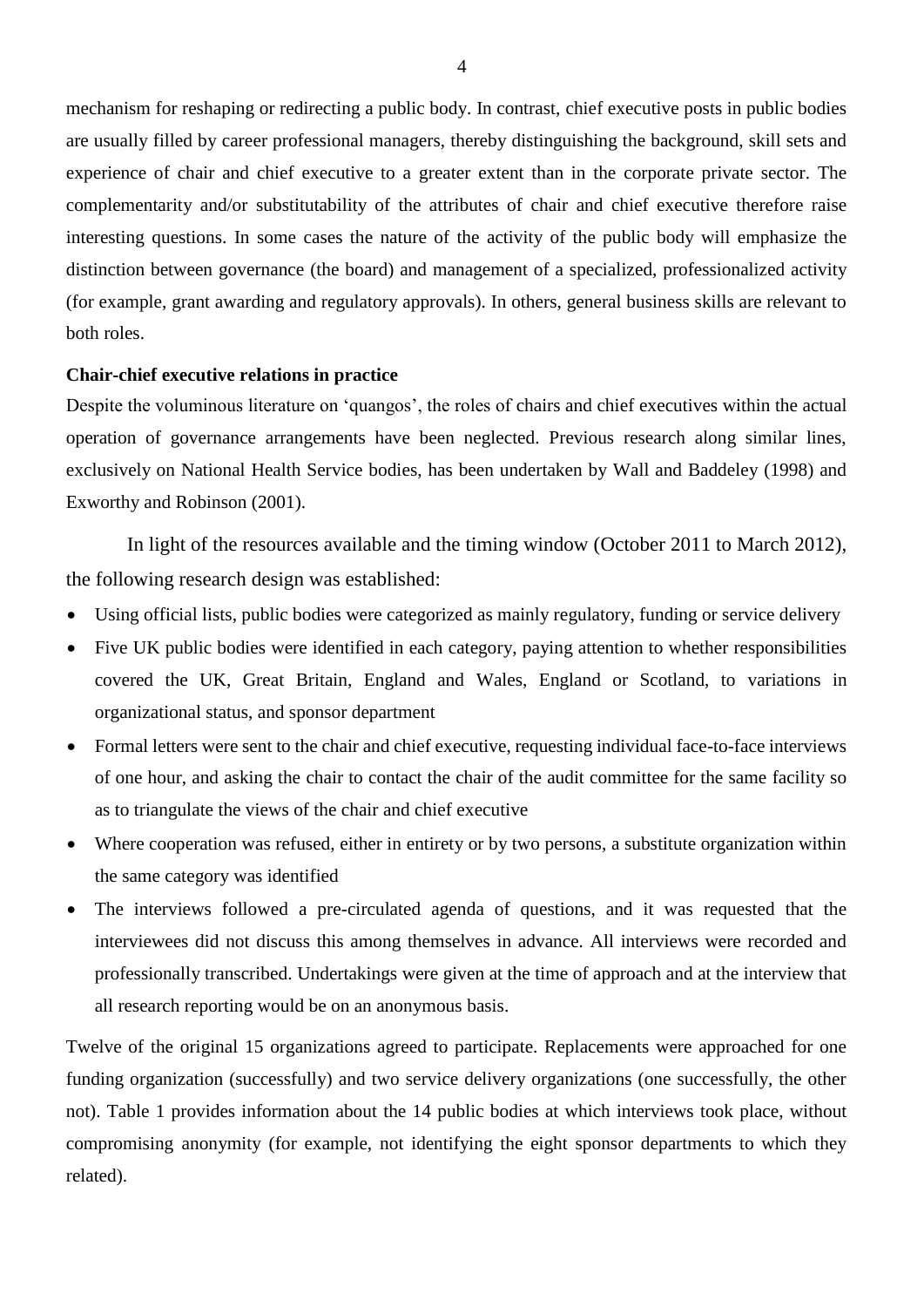mechanism for reshaping or redirecting a public body. In contrast, chief executive posts in public bodies are usually filled by career professional managers, thereby distinguishing the background, skill sets and experience of chair and chief executive to a greater extent than in the corporate private sector. The complementarity and/or substitutability of the attributes of chair and chief executive therefore raise interesting questions. In some cases the nature of the activity of the public body will emphasize the distinction between governance (the board) and management of a specialized, professionalized activity (for example, grant awarding and regulatory approvals). In others, general business skills are relevant to both roles.

**Chair-chief executive relations in practice**

Despite the voluminous literature on 'quangos', the roles of chairs and chief executives within the actual operation of governance arrangements have been neglected. Previous research along similar lines, exclusively on National Health Service bodies, has been undertaken by Wall and Baddeley (1998) and Exworthy and Robinson (2001).

In light of the resources available and the timing window (October 2011 to March 2012), the following research design was established:

- Using official lists, public bodies were categorized as mainly regulatory, funding or service delivery
- Five UK public bodies were identified in each category, paying attention to whether responsibilities covered the UK, Great Britain, England and Wales, England or Scotland, to variations in organizational status, and sponsor department
- Formal letters were sent to the chair and chief executive, requesting individual face-to-face interviews of one hour, and asking the chair to contact the chair of the audit committee for the same facility so as to triangulate the views of the chair and chief executive
- Where cooperation was refused, either in entirety or by two persons, a substitute organization within the same category was identified
- The interviews followed a pre-circulated agenda of questions, and it was requested that the interviewees did not discuss this among themselves in advance. All interviews were recorded and professionally transcribed. Undertakings were given at the time of approach and at the interview that all research reporting would be on an anonymous basis.

Twelve of the original 15 organizations agreed to participate. Replacements were approached for one funding organization (successfully) and two service delivery organizations (one successfully, the other not). Table 1 provides information about the 14 public bodies at which interviews took place, without compromising anonymity (for example, not identifying the eight sponsor departments to which they related).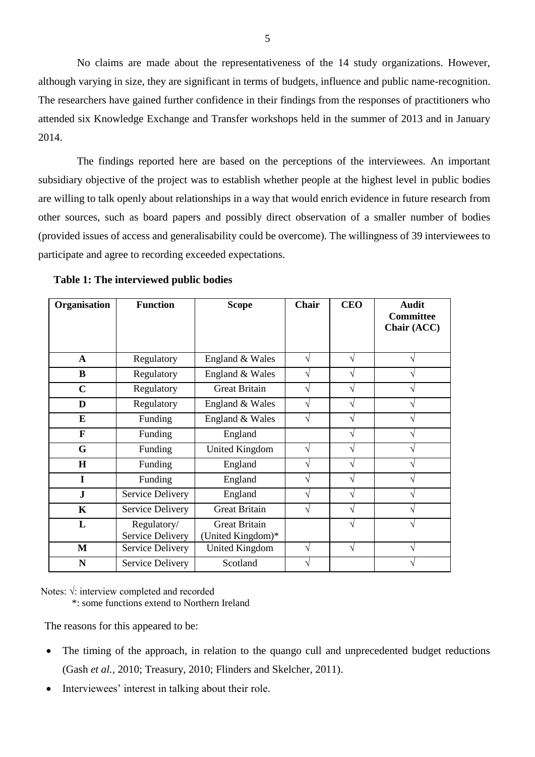No claims are made about the representativeness of the 14 study organizations. However, although varying in size, they are significant in terms of budgets, influence and public name-recognition. The researchers have gained further confidence in their findings from the responses of practitioners who attended six Knowledge Exchange and Transfer workshops held in the summer of 2013 and in January 2014.

The findings reported here are based on the perceptions of the interviewees. An important subsidiary objective of the project was to establish whether people at the highest level in public bodies are willing to talk openly about relationships in a way that would enrich evidence in future research from other sources, such as board papers and possibly direct observation of a smaller number of bodies (provided issues of access and generalisability could be overcome). The willingness of 39 interviewees to participate and agree to recording exceeded expectations.

**Table 1: The interviewed public bodies**

| Organisation | Function | Scope | Chair | CEO | Audit Committee Chair (ACC) |
|---|---|---|---|---|---|
| **A** | Regulatory | England & Wales | √ | √ | √ |
| **B** | Regulatory | England & Wales | √ | √ | √ |
| **C** | Regulatory | Great Britain | √ | √ | √ |
| **D** | Regulatory | England & Wales | √ | √ | √ |
| **E** | Funding | England & Wales | √ | √ | √ |
| **F** | Funding | England | | √ | √ |
| **G** | Funding | United Kingdom | √ | √ | √ |
| **H** | Funding | England | √ | √ | √ |
| **I** | Funding | England | √ | √ | √ |
| **J** | Service Delivery | England | √ | √ | √ |
| **K** | Service Delivery | Great Britain | √ | √ | √ |
| **L** | Regulatory/ Service Delivery | Great Britain (United Kingdom)* | | √ | √ |
| **M** | Service Delivery | United Kingdom | √ | √ | √ |
| **N** | Service Delivery | Scotland | √ | | √ |

Notes: √: interview completed and recorded
*: some functions extend to Northern Ireland

The reasons for this appeared to be:

- The timing of the approach, in relation to the quango cull and unprecedented budget reductions (Gash *et al.*, 2010; Treasury, 2010; Flinders and Skelcher, 2011).
- Interviewees' interest in talking about their role.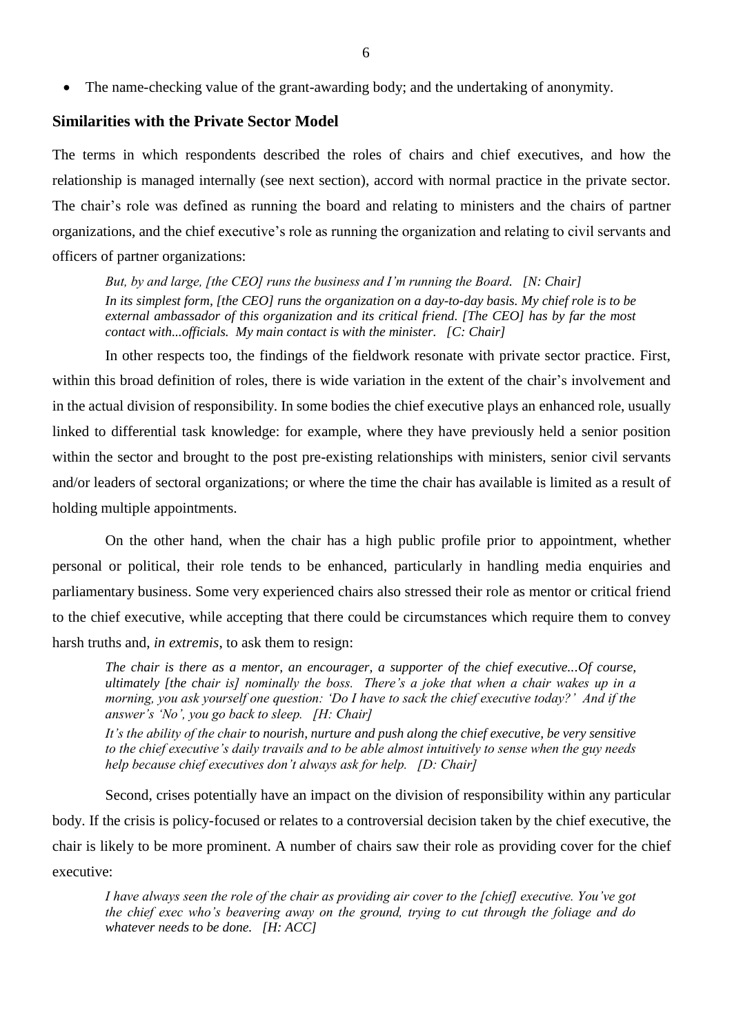- The name-checking value of the grant-awarding body; and the undertaking of anonymity.

## Similarities with the Private Sector Model

The terms in which respondents described the roles of chairs and chief executives, and how the relationship is managed internally (see next section), accord with normal practice in the private sector. The chair's role was defined as running the board and relating to ministers and the chairs of partner organizations, and the chief executive's role as running the organization and relating to civil servants and officers of partner organizations:

> *But, by and large, [the CEO] runs the business and I'm running the Board. [N: Chair]*
>
> *In its simplest form, [the CEO] runs the organization on a day-to-day basis. My chief role is to be external ambassador of this organization and its critical friend. [The CEO] has by far the most contact with...officials. My main contact is with the minister. [C: Chair]*

In other respects too, the findings of the fieldwork resonate with private sector practice. First, within this broad definition of roles, there is wide variation in the extent of the chair's involvement and in the actual division of responsibility. In some bodies the chief executive plays an enhanced role, usually linked to differential task knowledge: for example, where they have previously held a senior position within the sector and brought to the post pre-existing relationships with ministers, senior civil servants and/or leaders of sectoral organizations; or where the time the chair has available is limited as a result of holding multiple appointments.

On the other hand, when the chair has a high public profile prior to appointment, whether personal or political, their role tends to be enhanced, particularly in handling media enquiries and parliamentary business. Some very experienced chairs also stressed their role as mentor or critical friend to the chief executive, while accepting that there could be circumstances which require them to convey harsh truths and, *in extremis*, to ask them to resign:

> *The chair is there as a mentor, an encourager, a supporter of the chief executive...Of course, ultimately [the chair is] nominally the boss. There's a joke that when a chair wakes up in a morning, you ask yourself one question: 'Do I have to sack the chief executive today?' And if the answer's 'No', you go back to sleep. [H: Chair]*
>
> *It's the ability of the chair to nourish, nurture and push along the chief executive, be very sensitive to the chief executive's daily travails and to be able almost intuitively to sense when the guy needs help because chief executives don't always ask for help. [D: Chair]*

Second, crises potentially have an impact on the division of responsibility within any particular body. If the crisis is policy-focused or relates to a controversial decision taken by the chief executive, the chair is likely to be more prominent. A number of chairs saw their role as providing cover for the chief executive:

> *I have always seen the role of the chair as providing air cover to the [chief] executive. You've got the chief exec who's beavering away on the ground, trying to cut through the foliage and do whatever needs to be done. [H: ACC]*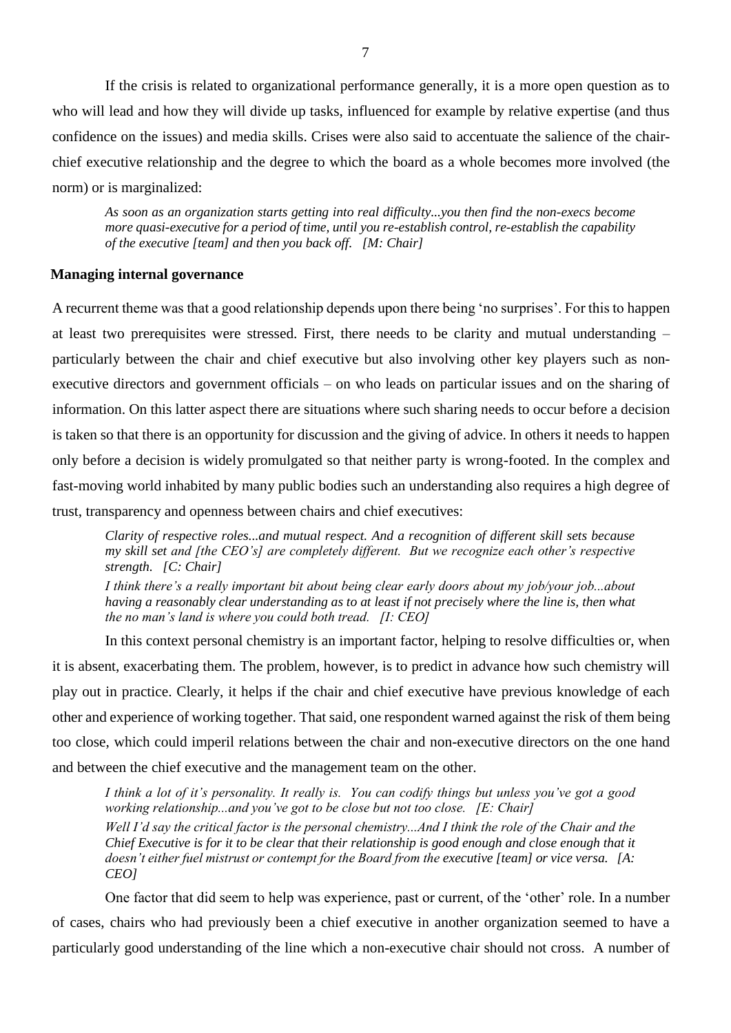If the crisis is related to organizational performance generally, it is a more open question as to who will lead and how they will divide up tasks, influenced for example by relative expertise (and thus confidence on the issues) and media skills. Crises were also said to accentuate the salience of the chair-chief executive relationship and the degree to which the board as a whole becomes more involved (the norm) or is marginalized:

> *As soon as an organization starts getting into real difficulty...you then find the non-execs become more quasi-executive for a period of time, until you re-establish control, re-establish the capability of the executive [team] and then you back off. [M: Chair]*

## Managing internal governance

A recurrent theme was that a good relationship depends upon there being 'no surprises'. For this to happen at least two prerequisites were stressed. First, there needs to be clarity and mutual understanding – particularly between the chair and chief executive but also involving other key players such as non-executive directors and government officials – on who leads on particular issues and on the sharing of information. On this latter aspect there are situations where such sharing needs to occur before a decision is taken so that there is an opportunity for discussion and the giving of advice. In others it needs to happen only before a decision is widely promulgated so that neither party is wrong-footed. In the complex and fast-moving world inhabited by many public bodies such an understanding also requires a high degree of trust, transparency and openness between chairs and chief executives:

> *Clarity of respective roles...and mutual respect. And a recognition of different skill sets because my skill set and [the CEO's] are completely different. But we recognize each other's respective strength. [C: Chair]*
>
> *I think there's a really important bit about being clear early doors about my job/your job...about having a reasonably clear understanding as to at least if not precisely where the line is, then what the no man's land is where you could both tread. [I: CEO]*

In this context personal chemistry is an important factor, helping to resolve difficulties or, when it is absent, exacerbating them. The problem, however, is to predict in advance how such chemistry will play out in practice. Clearly, it helps if the chair and chief executive have previous knowledge of each other and experience of working together. That said, one respondent warned against the risk of them being too close, which could imperil relations between the chair and non-executive directors on the one hand and between the chief executive and the management team on the other.

> *I think a lot of it's personality. It really is. You can codify things but unless you've got a good working relationship...and you've got to be close but not too close. [E: Chair]*
>
> *Well I'd say the critical factor is the personal chemistry...And I think the role of the Chair and the Chief Executive is for it to be clear that their relationship is good enough and close enough that it doesn't either fuel mistrust or contempt for the Board from the executive [team] or vice versa. [A: CEO]*

One factor that did seem to help was experience, past or current, of the 'other' role. In a number of cases, chairs who had previously been a chief executive in another organization seemed to have a particularly good understanding of the line which a non-executive chair should not cross. A number of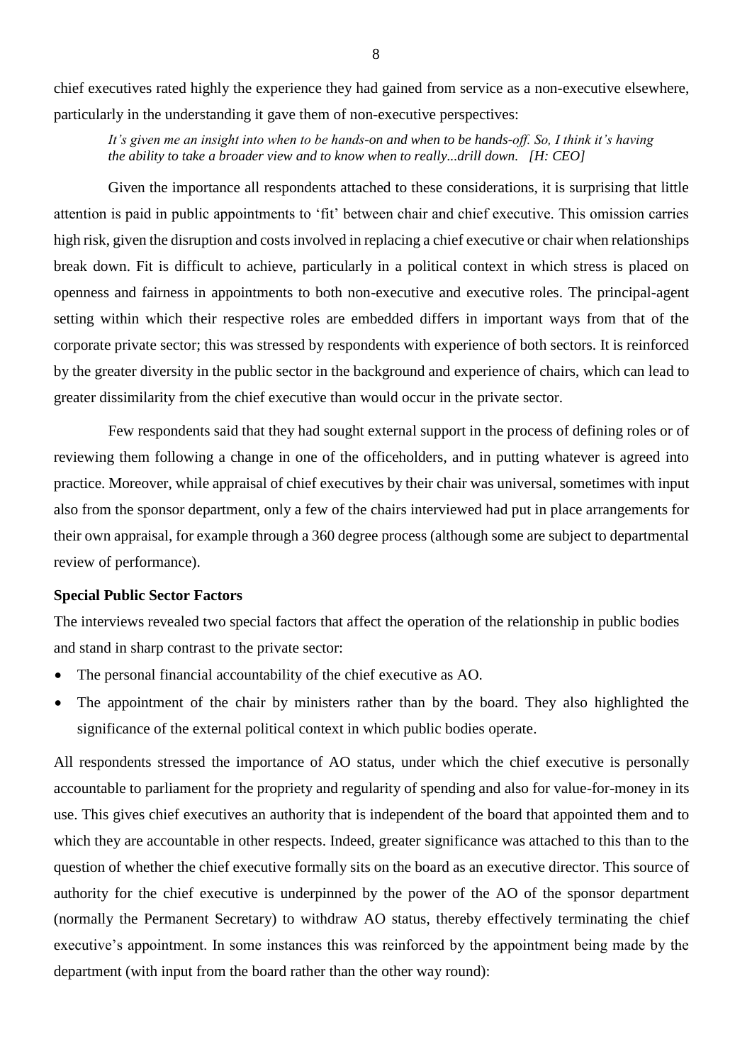chief executives rated highly the experience they had gained from service as a non-executive elsewhere, particularly in the understanding it gave them of non-executive perspectives:

> *It's given me an insight into when to be hands-on and when to be hands-off. So, I think it's having the ability to take a broader view and to know when to really...drill down. [H: CEO]*

Given the importance all respondents attached to these considerations, it is surprising that little attention is paid in public appointments to 'fit' between chair and chief executive. This omission carries high risk, given the disruption and costs involved in replacing a chief executive or chair when relationships break down. Fit is difficult to achieve, particularly in a political context in which stress is placed on openness and fairness in appointments to both non-executive and executive roles. The principal-agent setting within which their respective roles are embedded differs in important ways from that of the corporate private sector; this was stressed by respondents with experience of both sectors. It is reinforced by the greater diversity in the public sector in the background and experience of chairs, which can lead to greater dissimilarity from the chief executive than would occur in the private sector.

Few respondents said that they had sought external support in the process of defining roles or of reviewing them following a change in one of the officeholders, and in putting whatever is agreed into practice. Moreover, while appraisal of chief executives by their chair was universal, sometimes with input also from the sponsor department, only a few of the chairs interviewed had put in place arrangements for their own appraisal, for example through a 360 degree process (although some are subject to departmental review of performance).

**Special Public Sector Factors**

The interviews revealed two special factors that affect the operation of the relationship in public bodies and stand in sharp contrast to the private sector:

- The personal financial accountability of the chief executive as AO.
- The appointment of the chair by ministers rather than by the board. They also highlighted the significance of the external political context in which public bodies operate.

All respondents stressed the importance of AO status, under which the chief executive is personally accountable to parliament for the propriety and regularity of spending and also for value-for-money in its use. This gives chief executives an authority that is independent of the board that appointed them and to which they are accountable in other respects. Indeed, greater significance was attached to this than to the question of whether the chief executive formally sits on the board as an executive director. This source of authority for the chief executive is underpinned by the power of the AO of the sponsor department (normally the Permanent Secretary) to withdraw AO status, thereby effectively terminating the chief executive's appointment. In some instances this was reinforced by the appointment being made by the department (with input from the board rather than the other way round):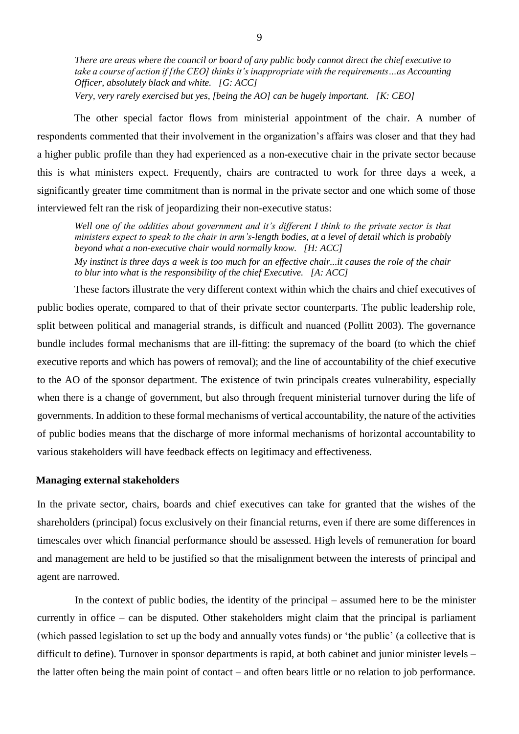*There are areas where the council or board of any public body cannot direct the chief executive to take a course of action if [the CEO] thinks it's inappropriate with the requirements…as Accounting Officer, absolutely black and white. [G: ACC]*

*Very, very rarely exercised but yes, [being the AO] can be hugely important. [K: CEO]*

The other special factor flows from ministerial appointment of the chair. A number of respondents commented that their involvement in the organization's affairs was closer and that they had a higher public profile than they had experienced as a non-executive chair in the private sector because this is what ministers expect. Frequently, chairs are contracted to work for three days a week, a significantly greater time commitment than is normal in the private sector and one which some of those interviewed felt ran the risk of jeopardizing their non-executive status:

*Well one of the oddities about government and it's different I think to the private sector is that ministers expect to speak to the chair in arm's-length bodies, at a level of detail which is probably beyond what a non-executive chair would normally know. [H: ACC]*

*My instinct is three days a week is too much for an effective chair...it causes the role of the chair to blur into what is the responsibility of the chief Executive. [A: ACC]*

These factors illustrate the very different context within which the chairs and chief executives of public bodies operate, compared to that of their private sector counterparts. The public leadership role, split between political and managerial strands, is difficult and nuanced (Pollitt 2003). The governance bundle includes formal mechanisms that are ill-fitting: the supremacy of the board (to which the chief executive reports and which has powers of removal); and the line of accountability of the chief executive to the AO of the sponsor department. The existence of twin principals creates vulnerability, especially when there is a change of government, but also through frequent ministerial turnover during the life of governments. In addition to these formal mechanisms of vertical accountability, the nature of the activities of public bodies means that the discharge of more informal mechanisms of horizontal accountability to various stakeholders will have feedback effects on legitimacy and effectiveness.

## Managing external stakeholders

In the private sector, chairs, boards and chief executives can take for granted that the wishes of the shareholders (principal) focus exclusively on their financial returns, even if there are some differences in timescales over which financial performance should be assessed. High levels of remuneration for board and management are held to be justified so that the misalignment between the interests of principal and agent are narrowed.

In the context of public bodies, the identity of the principal – assumed here to be the minister currently in office – can be disputed. Other stakeholders might claim that the principal is parliament (which passed legislation to set up the body and annually votes funds) or 'the public' (a collective that is difficult to define). Turnover in sponsor departments is rapid, at both cabinet and junior minister levels – the latter often being the main point of contact – and often bears little or no relation to job performance.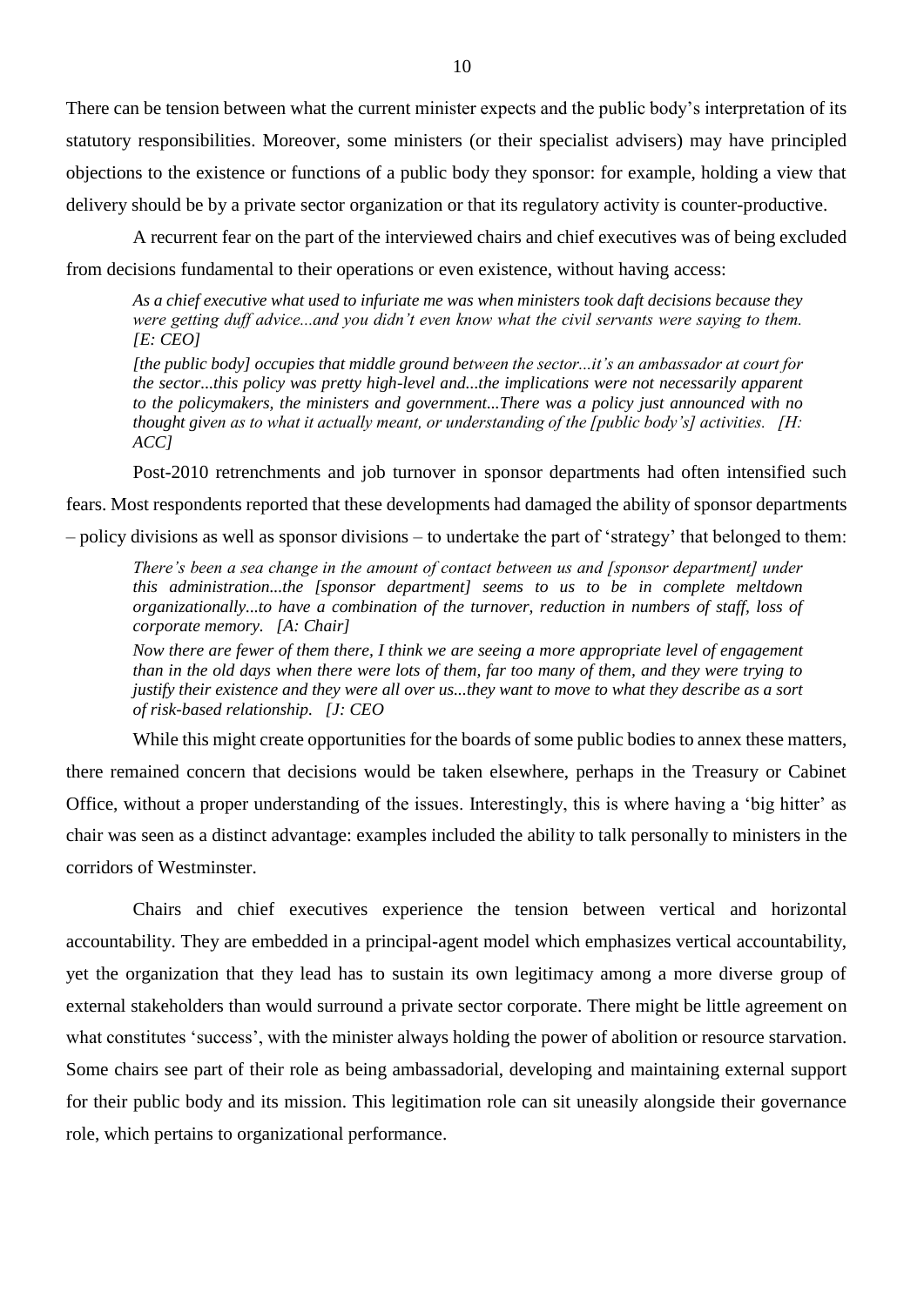There can be tension between what the current minister expects and the public body's interpretation of its statutory responsibilities. Moreover, some ministers (or their specialist advisers) may have principled objections to the existence or functions of a public body they sponsor: for example, holding a view that delivery should be by a private sector organization or that its regulatory activity is counter-productive.

A recurrent fear on the part of the interviewed chairs and chief executives was of being excluded from decisions fundamental to their operations or even existence, without having access:

> *As a chief executive what used to infuriate me was when ministers took daft decisions because they were getting duff advice...and you didn't even know what the civil servants were saying to them. [E: CEO]*
>
> *[the public body] occupies that middle ground between the sector...it's an ambassador at court for the sector...this policy was pretty high-level and...the implications were not necessarily apparent to the policymakers, the ministers and government...There was a policy just announced with no thought given as to what it actually meant, or understanding of the [public body's] activities. [H: ACC]*

Post-2010 retrenchments and job turnover in sponsor departments had often intensified such fears. Most respondents reported that these developments had damaged the ability of sponsor departments – policy divisions as well as sponsor divisions – to undertake the part of 'strategy' that belonged to them:

> *There's been a sea change in the amount of contact between us and [sponsor department] under this administration...the [sponsor department] seems to us to be in complete meltdown organizationally...to have a combination of the turnover, reduction in numbers of staff, loss of corporate memory. [A: Chair]*
>
> *Now there are fewer of them there, I think we are seeing a more appropriate level of engagement than in the old days when there were lots of them, far too many of them, and they were trying to justify their existence and they were all over us...they want to move to what they describe as a sort of risk-based relationship. [J: CEO*

While this might create opportunities for the boards of some public bodies to annex these matters, there remained concern that decisions would be taken elsewhere, perhaps in the Treasury or Cabinet Office, without a proper understanding of the issues. Interestingly, this is where having a 'big hitter' as chair was seen as a distinct advantage: examples included the ability to talk personally to ministers in the corridors of Westminster.

Chairs and chief executives experience the tension between vertical and horizontal accountability. They are embedded in a principal-agent model which emphasizes vertical accountability, yet the organization that they lead has to sustain its own legitimacy among a more diverse group of external stakeholders than would surround a private sector corporate. There might be little agreement on what constitutes 'success', with the minister always holding the power of abolition or resource starvation. Some chairs see part of their role as being ambassadorial, developing and maintaining external support for their public body and its mission. This legitimation role can sit uneasily alongside their governance role, which pertains to organizational performance.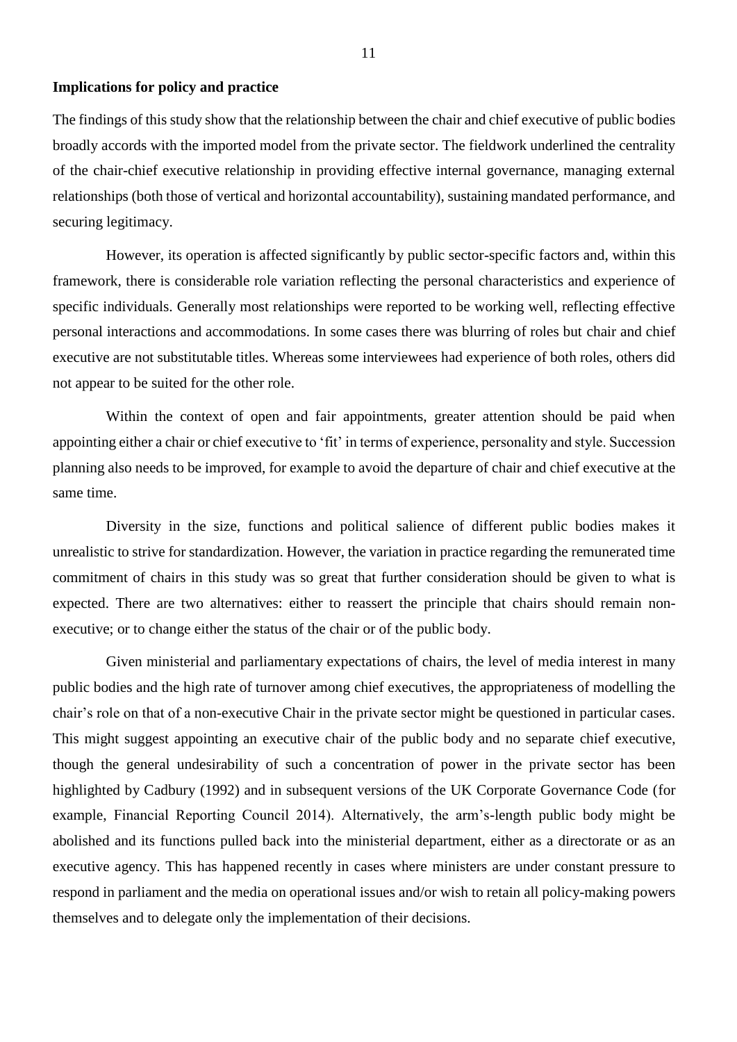**Implications for policy and practice**

The findings of this study show that the relationship between the chair and chief executive of public bodies broadly accords with the imported model from the private sector. The fieldwork underlined the centrality of the chair-chief executive relationship in providing effective internal governance, managing external relationships (both those of vertical and horizontal accountability), sustaining mandated performance, and securing legitimacy.

However, its operation is affected significantly by public sector-specific factors and, within this framework, there is considerable role variation reflecting the personal characteristics and experience of specific individuals. Generally most relationships were reported to be working well, reflecting effective personal interactions and accommodations. In some cases there was blurring of roles but chair and chief executive are not substitutable titles. Whereas some interviewees had experience of both roles, others did not appear to be suited for the other role.

Within the context of open and fair appointments, greater attention should be paid when appointing either a chair or chief executive to 'fit' in terms of experience, personality and style. Succession planning also needs to be improved, for example to avoid the departure of chair and chief executive at the same time.

Diversity in the size, functions and political salience of different public bodies makes it unrealistic to strive for standardization. However, the variation in practice regarding the remunerated time commitment of chairs in this study was so great that further consideration should be given to what is expected. There are two alternatives: either to reassert the principle that chairs should remain non-executive; or to change either the status of the chair or of the public body.

Given ministerial and parliamentary expectations of chairs, the level of media interest in many public bodies and the high rate of turnover among chief executives, the appropriateness of modelling the chair's role on that of a non-executive Chair in the private sector might be questioned in particular cases. This might suggest appointing an executive chair of the public body and no separate chief executive, though the general undesirability of such a concentration of power in the private sector has been highlighted by Cadbury (1992) and in subsequent versions of the UK Corporate Governance Code (for example, Financial Reporting Council 2014). Alternatively, the arm's-length public body might be abolished and its functions pulled back into the ministerial department, either as a directorate or as an executive agency. This has happened recently in cases where ministers are under constant pressure to respond in parliament and the media on operational issues and/or wish to retain all policy-making powers themselves and to delegate only the implementation of their decisions.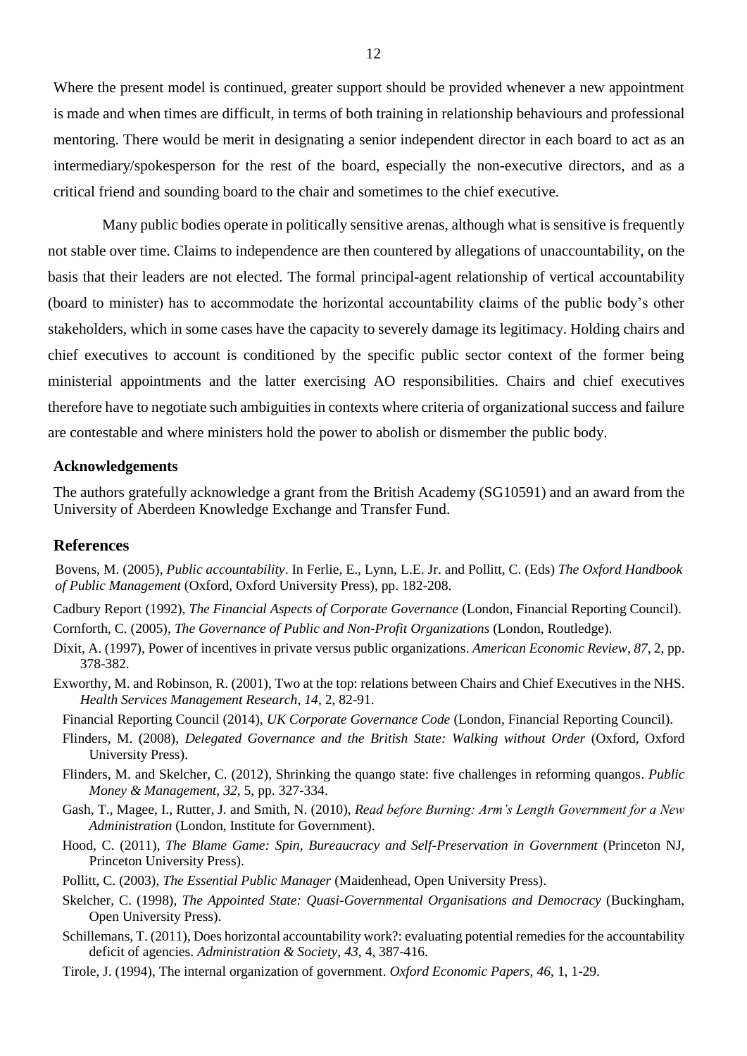Where the present model is continued, greater support should be provided whenever a new appointment is made and when times are difficult, in terms of both training in relationship behaviours and professional mentoring. There would be merit in designating a senior independent director in each board to act as an intermediary/spokesperson for the rest of the board, especially the non-executive directors, and as a critical friend and sounding board to the chair and sometimes to the chief executive.

Many public bodies operate in politically sensitive arenas, although what is sensitive is frequently not stable over time. Claims to independence are then countered by allegations of unaccountability, on the basis that their leaders are not elected. The formal principal-agent relationship of vertical accountability (board to minister) has to accommodate the horizontal accountability claims of the public body's other stakeholders, which in some cases have the capacity to severely damage its legitimacy. Holding chairs and chief executives to account is conditioned by the specific public sector context of the former being ministerial appointments and the latter exercising AO responsibilities. Chairs and chief executives therefore have to negotiate such ambiguities in contexts where criteria of organizational success and failure are contestable and where ministers hold the power to abolish or dismember the public body.

### Acknowledgements

The authors gratefully acknowledge a grant from the British Academy (SG10591) and an award from the University of Aberdeen Knowledge Exchange and Transfer Fund.

## References

Bovens, M. (2005), *Public accountability*. In Ferlie, E., Lynn, L.E. Jr. and Pollitt, C. (Eds) *The Oxford Handbook of Public Management* (Oxford, Oxford University Press), pp. 182-208.

Cadbury Report (1992), *The Financial Aspects of Corporate Governance* (London, Financial Reporting Council).

Cornforth, C. (2005), *The Governance of Public and Non-Profit Organizations* (London, Routledge).

Dixit, A. (1997), Power of incentives in private versus public organizations. *American Economic Review*, *87*, 2, pp. 378-382.

Exworthy, M. and Robinson, R. (2001), Two at the top: relations between Chairs and Chief Executives in the NHS. *Health Services Management Research, 14*, 2, 82-91.

Financial Reporting Council (2014), *UK Corporate Governance Code* (London, Financial Reporting Council).

Flinders, M. (2008), *Delegated Governance and the British State: Walking without Order* (Oxford, Oxford University Press).

Flinders, M. and Skelcher, C. (2012), Shrinking the quango state: five challenges in reforming quangos. *Public Money & Management*, *32*, 5, pp. 327-334.

Gash, T., Magee, I., Rutter, J. and Smith, N. (2010), *Read before Burning: Arm's Length Government for a New Administration* (London, Institute for Government).

Hood, C. (2011), *The Blame Game: Spin, Bureaucracy and Self-Preservation in Government* (Princeton NJ, Princeton University Press).

Pollitt, C. (2003), *The Essential Public Manager* (Maidenhead, Open University Press).

Skelcher, C. (1998), *The Appointed State: Quasi-Governmental Organisations and Democracy* (Buckingham, Open University Press).

Schillemans, T. (2011), Does horizontal accountability work?: evaluating potential remedies for the accountability deficit of agencies. *Administration & Society*, *43*, 4, 387-416.

Tirole, J. (1994), The internal organization of government. *Oxford Economic Papers*, *46*, 1, 1-29.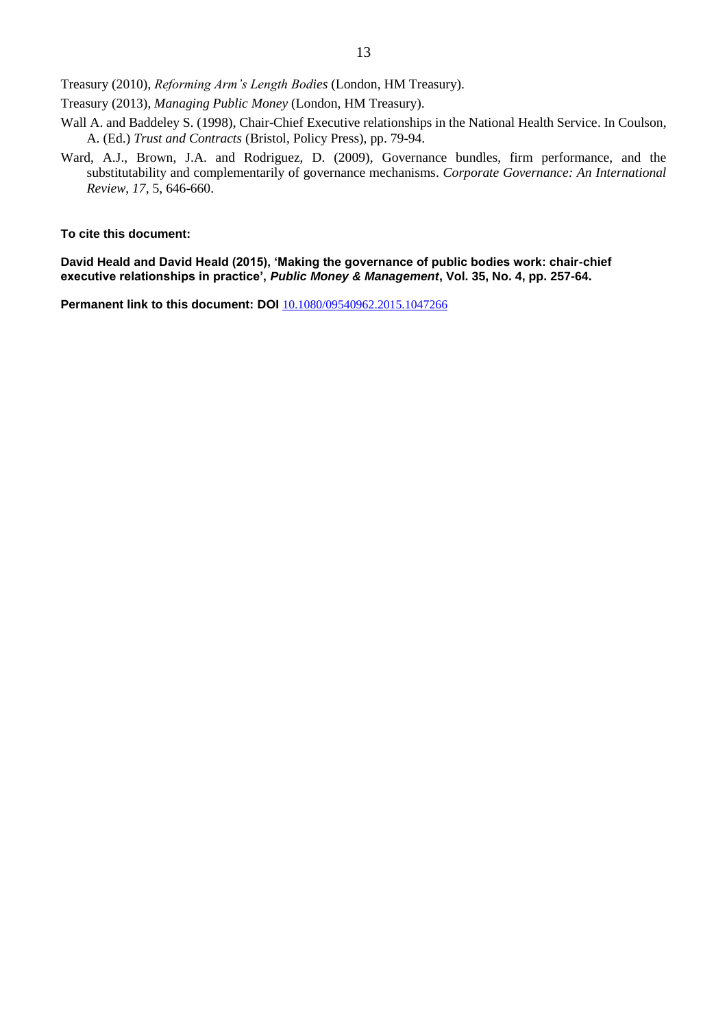Treasury (2010), *Reforming Arm's Length Bodies* (London, HM Treasury).

Treasury (2013), *Managing Public Money* (London, HM Treasury).

Wall A. and Baddeley S. (1998), Chair-Chief Executive relationships in the National Health Service. In Coulson, A. (Ed.) *Trust and Contracts* (Bristol, Policy Press), pp. 79-94.

Ward, A.J., Brown, J.A. and Rodriguez, D. (2009), Governance bundles, firm performance, and the substitutability and complementarily of governance mechanisms. *Corporate Governance: An International Review*, *17*, 5, 646-660.

**To cite this document:**

**David Heald and David Heald (2015), 'Making the governance of public bodies work: chair-chief executive relationships in practice',** ***Public Money & Management*****, Vol. 35, No. 4, pp. 257-64.**

**Permanent link to this document: DOI** 10.1080/09540962.2015.1047266